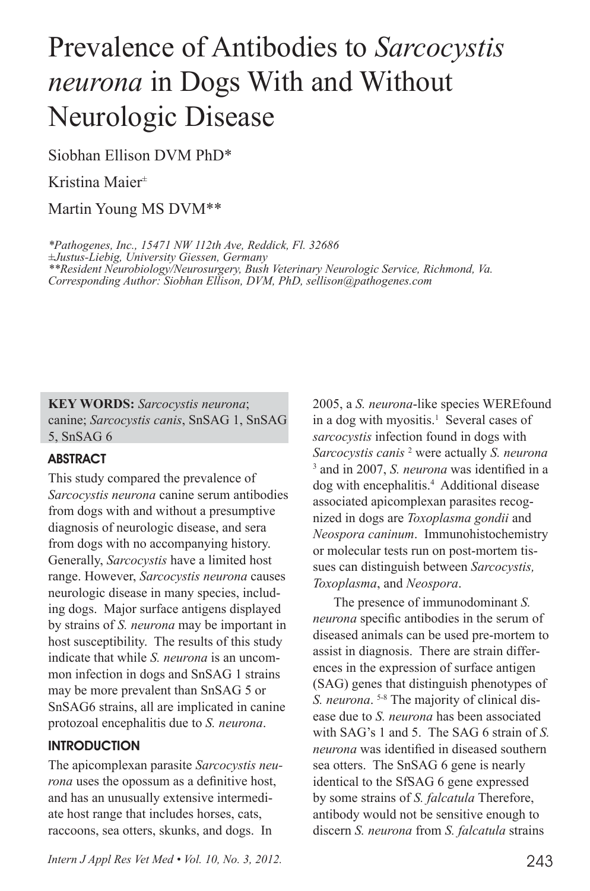# Prevalence of Antibodies to *Sarcocystis neurona* in Dogs With and Without Neurologic Disease

Siobhan Ellison DVM PhD*

Kristina Maier±

Martin Young MS DVM**

*\*Pathogenes, Inc., 15471 NW 112th Ave, Reddick, Fl. 32686*
*±Justus-Liebig, University Giessen, Germany*
*\*\*Resident Neurobiology/Neurosurgery, Bush Veterinary Neurologic Service, Richmond, Va.*
*Corresponding Author: Siobhan Ellison, DVM, PhD, sellison@pathogenes.com*

**KEY WORDS:** *Sarcocystis neurona*; canine; *Sarcocystis canis*, SnSAG 1, SnSAG 5, SnSAG 6

## ABSTRACT

This study compared the prevalence of *Sarcocystis neurona* canine serum antibodies from dogs with and without a presumptive diagnosis of neurologic disease, and sera from dogs with no accompanying history. Generally, *Sarcocystis* have a limited host range. However, *Sarcocystis neurona* causes neurologic disease in many species, including dogs. Major surface antigens displayed by strains of *S. neurona* may be important in host susceptibility. The results of this study indicate that while *S. neurona* is an uncommon infection in dogs and SnSAG 1 strains may be more prevalent than SnSAG 5 or SnSAG6 strains, all are implicated in canine protozoal encephalitis due to *S. neurona*.

## INTRODUCTION

The apicomplexan parasite *Sarcocystis neurona* uses the opossum as a definitive host, and has an unusually extensive intermediate host range that includes horses, cats, raccoons, sea otters, skunks, and dogs. In 2005, a *S. neurona*-like species WEREfound in a dog with myositis.[1] Several cases of *sarcocystis* infection found in dogs with *Sarcocystis canis* [2] were actually *S. neurona* [3] and in 2007, *S. neurona* was identified in a dog with encephalitis.[4] Additional disease associated apicomplexan parasites recognized in dogs are *Toxoplasma gondii* and *Neospora caninum*. Immunohistochemistry or molecular tests run on post-mortem tissues can distinguish between *Sarcocystis, Toxoplasma*, and *Neospora*.

The presence of immunodominant *S. neurona* specific antibodies in the serum of diseased animals can be used pre-mortem to assist in diagnosis. There are strain differences in the expression of surface antigen (SAG) genes that distinguish phenotypes of *S. neurona*. [5-8] The majority of clinical disease due to *S. neurona* has been associated with SAG's 1 and 5. The SAG 6 strain of *S. neurona* was identified in diseased southern sea otters. The SnSAG 6 gene is nearly identical to the SfSAG 6 gene expressed by some strains of *S. falcatula* Therefore, antibody would not be sensitive enough to discern *S. neurona* from *S. falcatula* strains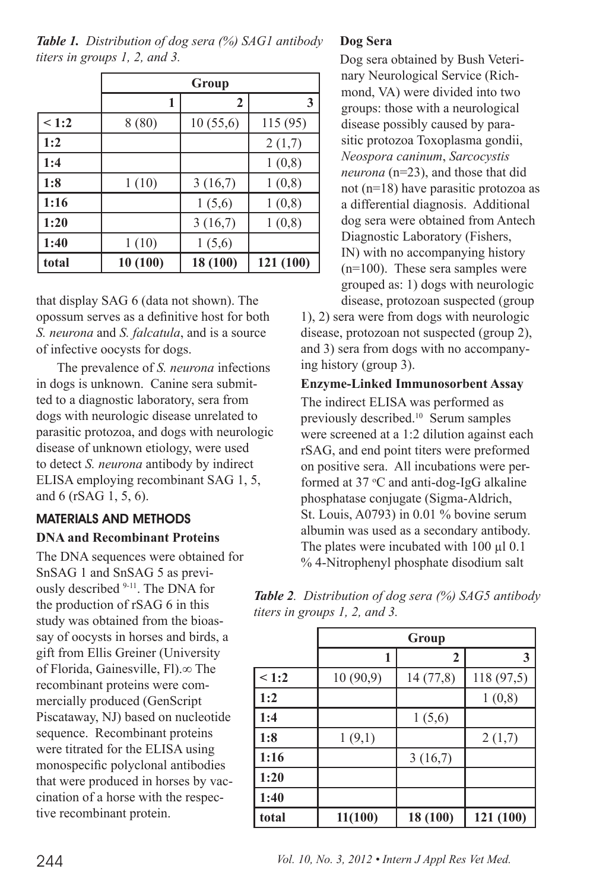*Table 1. Distribution of dog sera (%) SAG1 antibody titers in groups 1, 2, and 3.*

| | Group | | |
|---|---|---|---|
| | 1 | 2 | 3 |
| **< 1:2** | 8 (80) | 10 (55,6) | 115 (95) |
| **1:2** | | | 2 (1,7) |
| **1:4** | | | 1 (0,8) |
| **1:8** | 1 (10) | 3 (16,7) | 1 (0,8) |
| **1:16** | | 1 (5,6) | 1 (0,8) |
| **1:20** | | 3 (16,7) | 1 (0,8) |
| **1:40** | 1 (10) | 1 (5,6) | |
| **total** | **10 (100)** | **18 (100)** | **121 (100)** |

that display SAG 6 (data not shown). The opossum serves as a definitive host for both *S. neurona* and *S. falcatula*, and is a source of infective oocysts for dogs.

The prevalence of *S. neurona* infections in dogs is unknown. Canine sera submitted to a diagnostic laboratory, sera from dogs with neurologic disease unrelated to parasitic protozoa, and dogs with neurologic disease of unknown etiology, were used to detect *S. neurona* antibody by indirect ELISA employing recombinant SAG 1, 5, and 6 (rSAG 1, 5, 6).

## MATERIALS AND METHODS

### DNA and Recombinant Proteins

The DNA sequences were obtained for SnSAG 1 and SnSAG 5 as previously described [9-11]. The DNA for the production of rSAG 6 in this study was obtained from the bioassay of oocysts in horses and birds, a gift from Ellis Greiner (University of Florida, Gainesville, Fl).∞ The recombinant proteins were commercially produced (GenScript Piscataway, NJ) based on nucleotide sequence. Recombinant proteins were titrated for the ELISA using monospecific polyclonal antibodies that were produced in horses by vaccination of a horse with the respective recombinant protein.

### Dog Sera

Dog sera obtained by Bush Veterinary Neurological Service (Richmond, VA) were divided into two groups: those with a neurological disease possibly caused by parasitic protozoa Toxoplasma gondii, *Neospora caninum*, *Sarcocystis neurona* (n=23), and those that did not (n=18) have parasitic protozoa as a differential diagnosis. Additional dog sera were obtained from Antech Diagnostic Laboratory (Fishers, IN) with no accompanying history (n=100). These sera samples were grouped as: 1) dogs with neurologic disease, protozoan suspected (group 1), 2) sera were from dogs with neurologic disease, protozoan not suspected (group 2), and 3) sera from dogs with no accompanying history (group 3).

### Enzyme-Linked Immunosorbent Assay

The indirect ELISA was performed as previously described.[10] Serum samples were screened at a 1:2 dilution against each rSAG, and end point titers were preformed on positive sera. All incubations were performed at 37 °C and anti-dog-IgG alkaline phosphatase conjugate (Sigma-Aldrich, St. Louis, A0793) in 0.01 % bovine serum albumin was used as a secondary antibody. The plates were incubated with 100 µl 0.1 % 4-Nitrophenyl phosphate disodium salt

*Table 2. Distribution of dog sera (%) SAG5 antibody titers in groups 1, 2, and 3.*

| | Group | | |
|---|---|---|---|
| | 1 | 2 | 3 |
| **< 1:2** | 10 (90,9) | 14 (77,8) | 118 (97,5) |
| **1:2** | | | 1 (0,8) |
| **1:4** | | 1 (5,6) | |
| **1:8** | 1 (9,1) | | 2 (1,7) |
| **1:16** | | 3 (16,7) | |
| **1:20** | | | |
| **1:40** | | | |
| **total** | **11(100)** | **18 (100)** | **121 (100)** |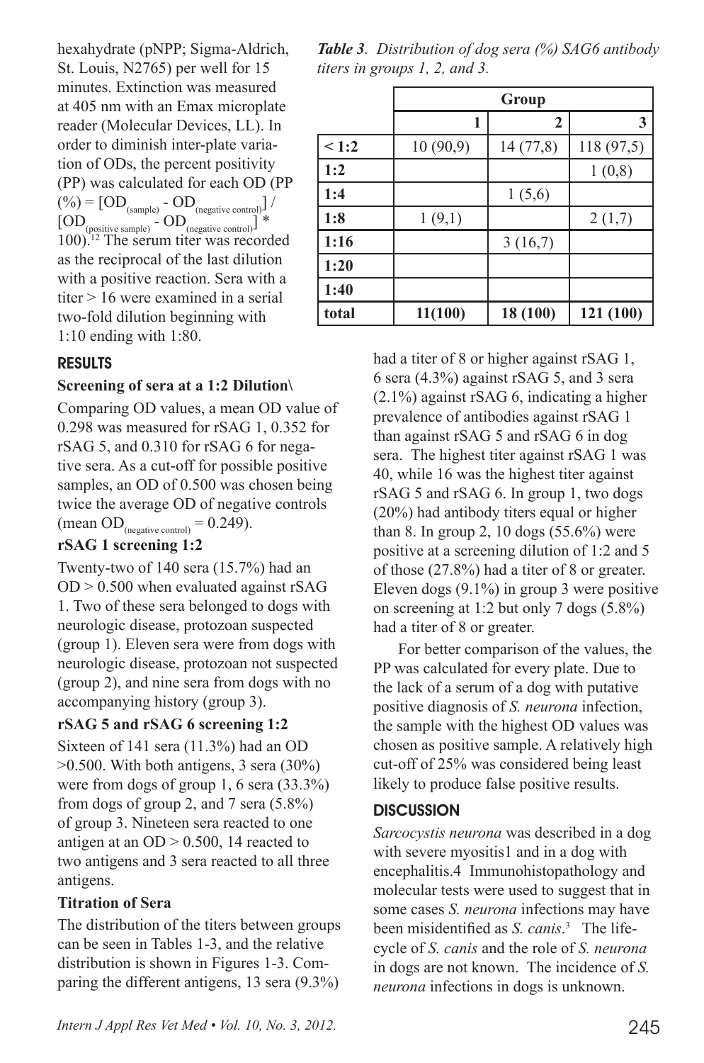hexahydrate (pNPP; Sigma-Aldrich, St. Louis, N2765) per well for 15 minutes. Extinction was measured at 405 nm with an Emax microplate reader (Molecular Devices, LL). In order to diminish inter-plate variation of ODs, the percent positivity (PP) was calculated for each OD (PP (%) = $[OD_{(sample)} - OD_{(negative\ control)}] / [OD_{(positive\ sample)} - OD_{(negative\ control)}] * 100$).[12] The serum titer was recorded as the reciprocal of the last dilution with a positive reaction. Sera with a titer > 16 were examined in a serial two-fold dilution beginning with 1:10 ending with 1:80.

## RESULTS

### Screening of sera at a 1:2 Dilution\

Comparing OD values, a mean OD value of 0.298 was measured for rSAG 1, 0.352 for rSAG 5, and 0.310 for rSAG 6 for negative sera. As a cut-off for possible positive samples, an OD of 0.500 was chosen being twice the average OD of negative controls (mean $OD_{(negative\ control)}$ = 0.249).

### rSAG 1 screening 1:2

Twenty-two of 140 sera (15.7%) had an OD > 0.500 when evaluated against rSAG 1. Two of these sera belonged to dogs with neurologic disease, protozoan suspected (group 1). Eleven sera were from dogs with neurologic disease, protozoan not suspected (group 2), and nine sera from dogs with no accompanying history (group 3).

### rSAG 5 and rSAG 6 screening 1:2

Sixteen of 141 sera (11.3%) had an OD >0.500. With both antigens, 3 sera (30%) were from dogs of group 1, 6 sera (33.3%) from dogs of group 2, and 7 sera (5.8%) of group 3. Nineteen sera reacted to one antigen at an OD > 0.500, 14 reacted to two antigens and 3 sera reacted to all three antigens.

### Titration of Sera

The distribution of the titers between groups can be seen in Tables 1-3, and the relative distribution is shown in Figures 1-3. Comparing the different antigens, 13 sera (9.3%) had a titer of 8 or higher against rSAG 1, 6 sera (4.3%) against rSAG 5, and 3 sera (2.1%) against rSAG 6, indicating a higher prevalence of antibodies against rSAG 1 than against rSAG 5 and rSAG 6 in dog sera. The highest titer against rSAG 1 was 40, while 16 was the highest titer against rSAG 5 and rSAG 6. In group 1, two dogs (20%) had antibody titers equal or higher than 8. In group 2, 10 dogs (55.6%) were positive at a screening dilution of 1:2 and 5 of those (27.8%) had a titer of 8 or greater. Eleven dogs (9.1%) in group 3 were positive on screening at 1:2 but only 7 dogs (5.8%) had a titer of 8 or greater.

For better comparison of the values, the PP was calculated for every plate. Due to the lack of a serum of a dog with putative positive diagnosis of *S. neurona* infection, the sample with the highest OD values was chosen as positive sample. A relatively high cut-off of 25% was considered being least likely to produce false positive results.

***Table 3**. Distribution of dog sera (%) SAG6 antibody titers in groups 1, 2, and 3.*

| | Group | | |
|---|---|---|---|
| | 1 | 2 | 3 |
| **< 1:2** | 10 (90,9) | 14 (77,8) | 118 (97,5) |
| **1:2** | | | 1 (0,8) |
| **1:4** | | 1 (5,6) | |
| **1:8** | 1 (9,1) | | 2 (1,7) |
| **1:16** | | 3 (16,7) | |
| **1:20** | | | |
| **1:40** | | | |
| **total** | 11(100) | 18 (100) | 121 (100) |

## DISCUSSION

*Sarcocystis neurona* was described in a dog with severe myositis1 and in a dog with encephalitis.4 Immunohistopathology and molecular tests were used to suggest that in some cases *S. neurona* infections may have been misidentified as *S. canis*.[3] The life-cycle of *S. canis* and the role of *S. neurona* in dogs are not known. The incidence of *S. neurona* infections in dogs is unknown.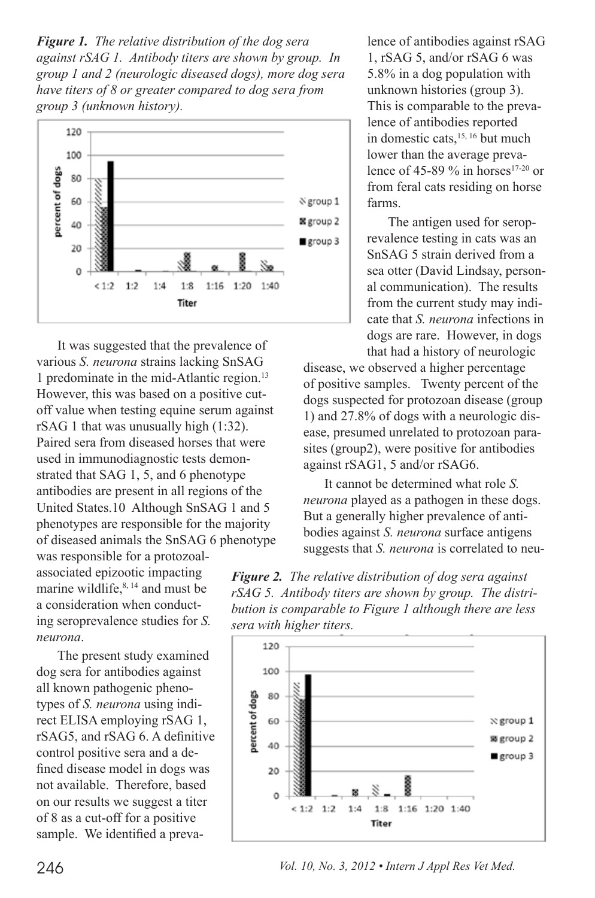***Figure 1.*** *The relative distribution of the dog sera against rSAG 1. Antibody titers are shown by group. In group 1 and 2 (neurologic diseased dogs), more dog sera have titers of 8 or greater compared to dog sera from group 3 (unknown history).*

It was suggested that the prevalence of various *S. neurona* strains lacking SnSAG 1 predominate in the mid-Atlantic region.[13] However, this was based on a positive cut-off value when testing equine serum against rSAG 1 that was unusually high (1:32). Paired sera from diseased horses that were used in immunodiagnostic tests demonstrated that SAG 1, 5, and 6 phenotype antibodies are present in all regions of the United States.10 Although SnSAG 1 and 5 phenotypes are responsible for the majority of diseased animals the SnSAG 6 phenotype was responsible for a protozoal-associated epizootic impacting marine wildlife,[8, 14] and must be a consideration when conducting seroprevalence studies for *S. neurona*.

The present study examined dog sera for antibodies against all known pathogenic phenotypes of *S. neurona* using indirect ELISA employing rSAG 1, rSAG5, and rSAG 6. A definitive control positive sera and a defined disease model in dogs was not available. Therefore, based on our results we suggest a titer of 8 as a cut-off for a positive sample. We identified a prevalence of antibodies against rSAG 1, rSAG 5, and/or rSAG 6 was 5.8% in a dog population with unknown histories (group 3). This is comparable to the prevalence of antibodies reported in domestic cats,[15, 16] but much lower than the average prevalence of 45-89 % in horses[17-20] or from feral cats residing on horse farms.

The antigen used for seroprevalence testing in cats was an SnSAG 5 strain derived from a sea otter (David Lindsay, personal communication). The results from the current study may indicate that *S. neurona* infections in dogs are rare. However, in dogs that had a history of neurologic disease, we observed a higher percentage of positive samples. Twenty percent of the dogs suspected for protozoan disease (group 1) and 27.8% of dogs with a neurologic disease, presumed unrelated to protozoan parasites (group2), were positive for antibodies against rSAG1, 5 and/or rSAG6.

It cannot be determined what role *S. neurona* played as a pathogen in these dogs. But a generally higher prevalence of antibodies against *S. neurona* surface antigens suggests that *S. neurona* is correlated to neu-

***Figure 2.*** *The relative distribution of dog sera against rSAG 5. Antibody titers are shown by group. The distribution is comparable to Figure 1 although there are less sera with higher titers.*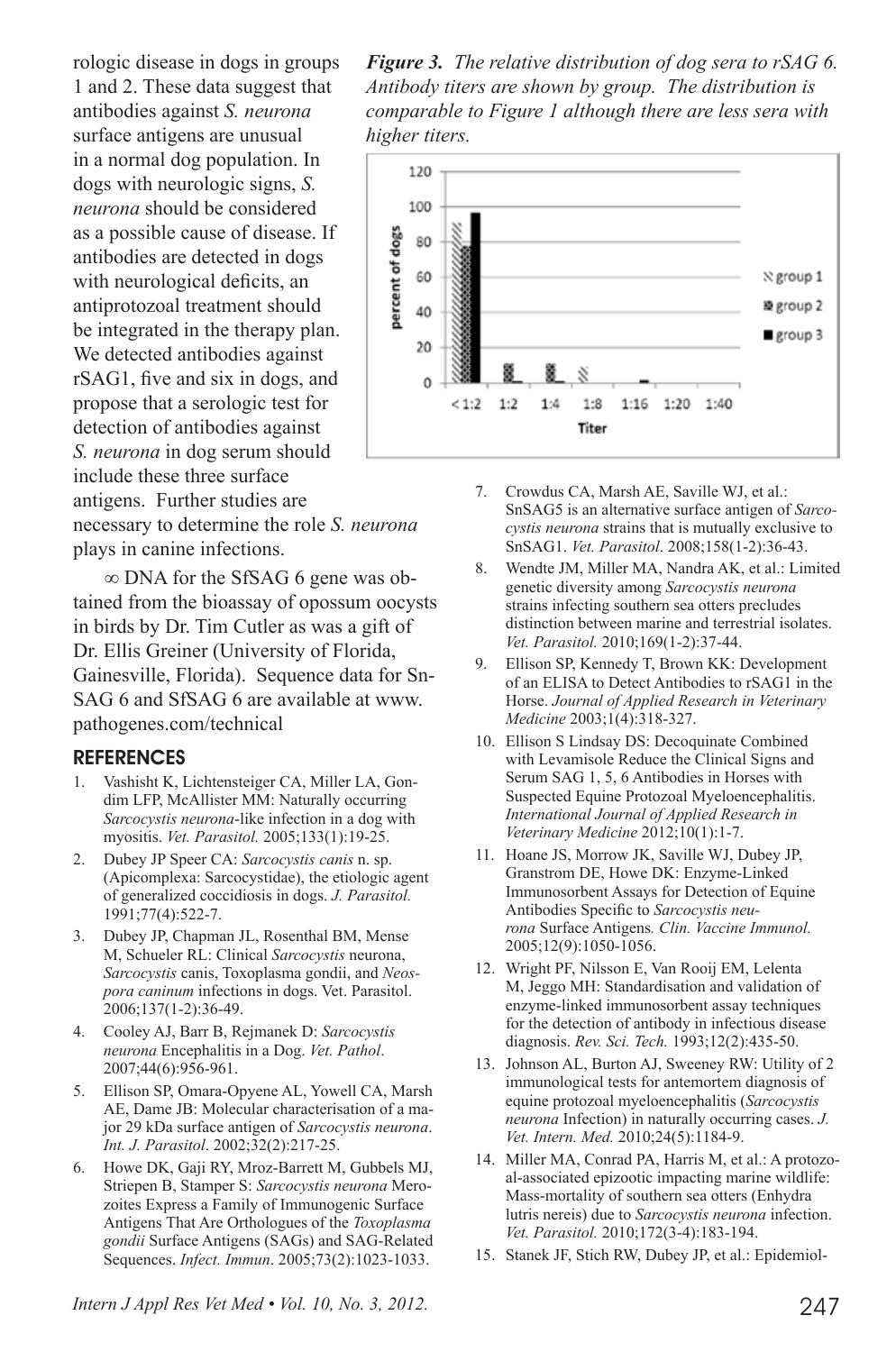rologic disease in dogs in groups 1 and 2. These data suggest that antibodies against *S. neurona* surface antigens are unusual in a normal dog population. In dogs with neurologic signs, *S. neurona* should be considered as a possible cause of disease. If antibodies are detected in dogs with neurological deficits, an antiprotozoal treatment should be integrated in the therapy plan. We detected antibodies against rSAG1, five and six in dogs, and propose that a serologic test for detection of antibodies against *S. neurona* in dog serum should include these three surface antigens. Further studies are necessary to determine the role *S. neurona* plays in canine infections.

***Figure 3.*** *The relative distribution of dog sera to rSAG 6. Antibody titers are shown by group. The distribution is comparable to Figure 1 although there are less sera with higher titers.*

∞ DNA for the SfSAG 6 gene was obtained from the bioassay of opossum oocysts in birds by Dr. Tim Cutler as was a gift of Dr. Ellis Greiner (University of Florida, Gainesville, Florida). Sequence data for SnSAG 6 and SfSAG 6 are available at www.pathogenes.com/technical

## REFERENCES

1. Vashisht K, Lichtensteiger CA, Miller LA, Gondim LFP, McAllister MM: Naturally occurring *Sarcocystis neurona*-like infection in a dog with myositis. *Vet. Parasitol.* 2005;133(1):19-25.
2. Dubey JP Speer CA: *Sarcocystis canis* n. sp. (Apicomplexa: Sarcocystidae), the etiologic agent of generalized coccidiosis in dogs. *J. Parasitol.* 1991;77(4):522-7.
3. Dubey JP, Chapman JL, Rosenthal BM, Mense M, Schueler RL: Clinical *Sarcocystis* neurona, *Sarcocystis* canis, Toxoplasma gondii, and *Neospora caninum* infections in dogs. Vet. Parasitol. 2006;137(1-2):36-49.
4. Cooley AJ, Barr B, Rejmanek D: *Sarcocystis neurona* Encephalitis in a Dog. *Vet. Pathol*. 2007;44(6):956-961.
5. Ellison SP, Omara-Opyene AL, Yowell CA, Marsh AE, Dame JB: Molecular characterisation of a major 29 kDa surface antigen of *Sarcocystis neurona*. *Int. J. Parasitol*. 2002;32(2):217-25.
6. Howe DK, Gaji RY, Mroz-Barrett M, Gubbels MJ, Striepen B, Stamper S: *Sarcocystis neurona* Merozoites Express a Family of Immunogenic Surface Antigens That Are Orthologues of the *Toxoplasma gondii* Surface Antigens (SAGs) and SAG-Related Sequences. *Infect. Immun*. 2005;73(2):1023-1033.
7. Crowdus CA, Marsh AE, Saville WJ, et al.: SnSAG5 is an alternative surface antigen of *Sarcocystis neurona* strains that is mutually exclusive to SnSAG1. *Vet. Parasitol*. 2008;158(1-2):36-43.
8. Wendte JM, Miller MA, Nandra AK, et al.: Limited genetic diversity among *Sarcocystis neurona* strains infecting southern sea otters precludes distinction between marine and terrestrial isolates. *Vet. Parasitol.* 2010;169(1-2):37-44.
9. Ellison SP, Kennedy T, Brown KK: Development of an ELISA to Detect Antibodies to rSAG1 in the Horse. *Journal of Applied Research in Veterinary Medicine* 2003;1(4):318-327.
10. Ellison S Lindsay DS: Decoquinate Combined with Levamisole Reduce the Clinical Signs and Serum SAG 1, 5, 6 Antibodies in Horses with Suspected Equine Protozoal Myeloencephalitis. *International Journal of Applied Research in Veterinary Medicine* 2012;10(1):1-7.
11. Hoane JS, Morrow JK, Saville WJ, Dubey JP, Granstrom DE, Howe DK: Enzyme-Linked Immunosorbent Assays for Detection of Equine Antibodies Specific to *Sarcocystis neurona* Surface Antigens*. Clin. Vaccine Immunol.* 2005;12(9):1050-1056.
12. Wright PF, Nilsson E, Van Rooij EM, Lelenta M, Jeggo MH: Standardisation and validation of enzyme-linked immunosorbent assay techniques for the detection of antibody in infectious disease diagnosis. *Rev. Sci. Tech.* 1993;12(2):435-50.
13. Johnson AL, Burton AJ, Sweeney RW: Utility of 2 immunological tests for antemortem diagnosis of equine protozoal myeloencephalitis (*Sarcocystis neurona* Infection) in naturally occurring cases. *J. Vet. Intern. Med.* 2010;24(5):1184-9.
14. Miller MA, Conrad PA, Harris M, et al.: A protozoal-associated epizootic impacting marine wildlife: Mass-mortality of southern sea otters (Enhydra lutris nereis) due to *Sarcocystis neurona* infection. *Vet. Parasitol.* 2010;172(3-4):183-194.
15. Stanek JF, Stich RW, Dubey JP, et al.: Epidemiol-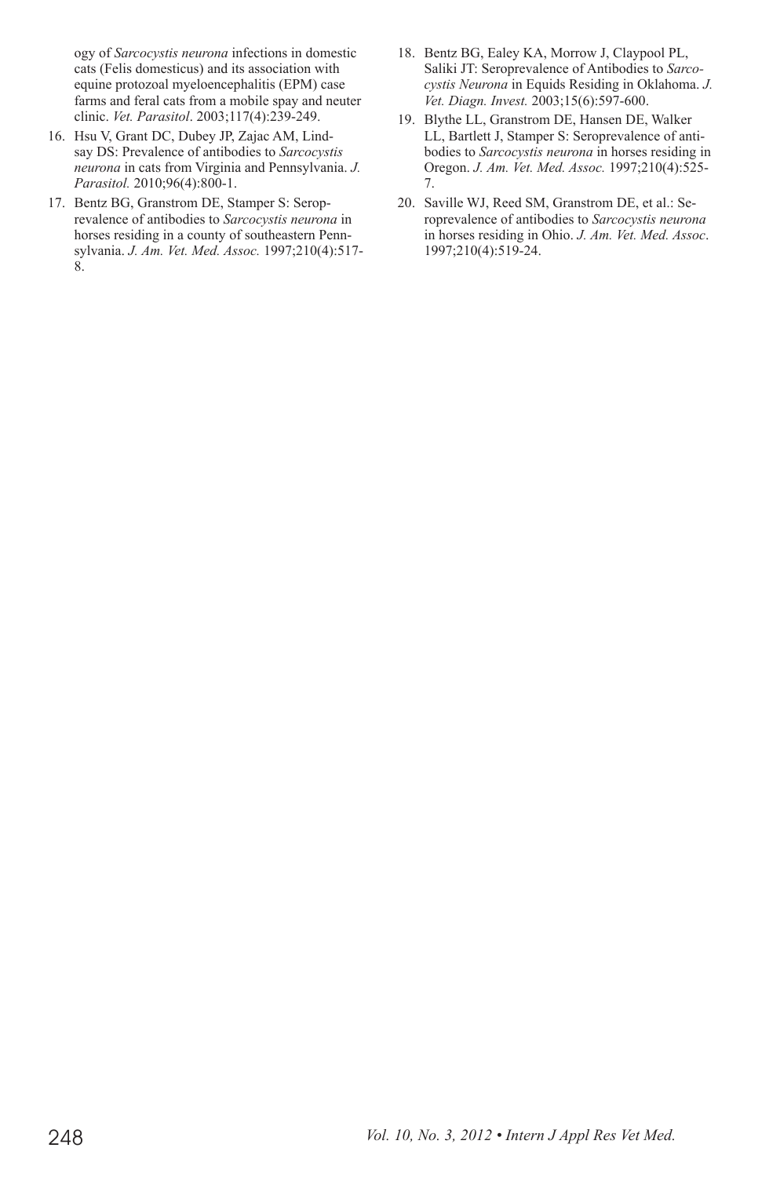ogy of *Sarcocystis neurona* infections in domestic cats (Felis domesticus) and its association with equine protozoal myeloencephalitis (EPM) case farms and feral cats from a mobile spay and neuter clinic. *Vet. Parasitol*. 2003;117(4):239-249.

16. Hsu V, Grant DC, Dubey JP, Zajac AM, Lindsay DS: Prevalence of antibodies to *Sarcocystis neurona* in cats from Virginia and Pennsylvania. *J. Parasitol.* 2010;96(4):800-1.
17. Bentz BG, Granstrom DE, Stamper S: Seroprevalence of antibodies to *Sarcocystis neurona* in horses residing in a county of southeastern Pennsylvania. *J. Am. Vet. Med. Assoc.* 1997;210(4):517-8.
18. Bentz BG, Ealey KA, Morrow J, Claypool PL, Saliki JT: Seroprevalence of Antibodies to *Sarcocystis Neurona* in Equids Residing in Oklahoma. *J. Vet. Diagn. Invest.* 2003;15(6):597-600.
19. Blythe LL, Granstrom DE, Hansen DE, Walker LL, Bartlett J, Stamper S: Seroprevalence of antibodies to *Sarcocystis neurona* in horses residing in Oregon. *J. Am. Vet. Med. Assoc.* 1997;210(4):525-7.
20. Saville WJ, Reed SM, Granstrom DE, et al.: Seroprevalence of antibodies to *Sarcocystis neurona* in horses residing in Ohio. *J. Am. Vet. Med. Assoc*. 1997;210(4):519-24.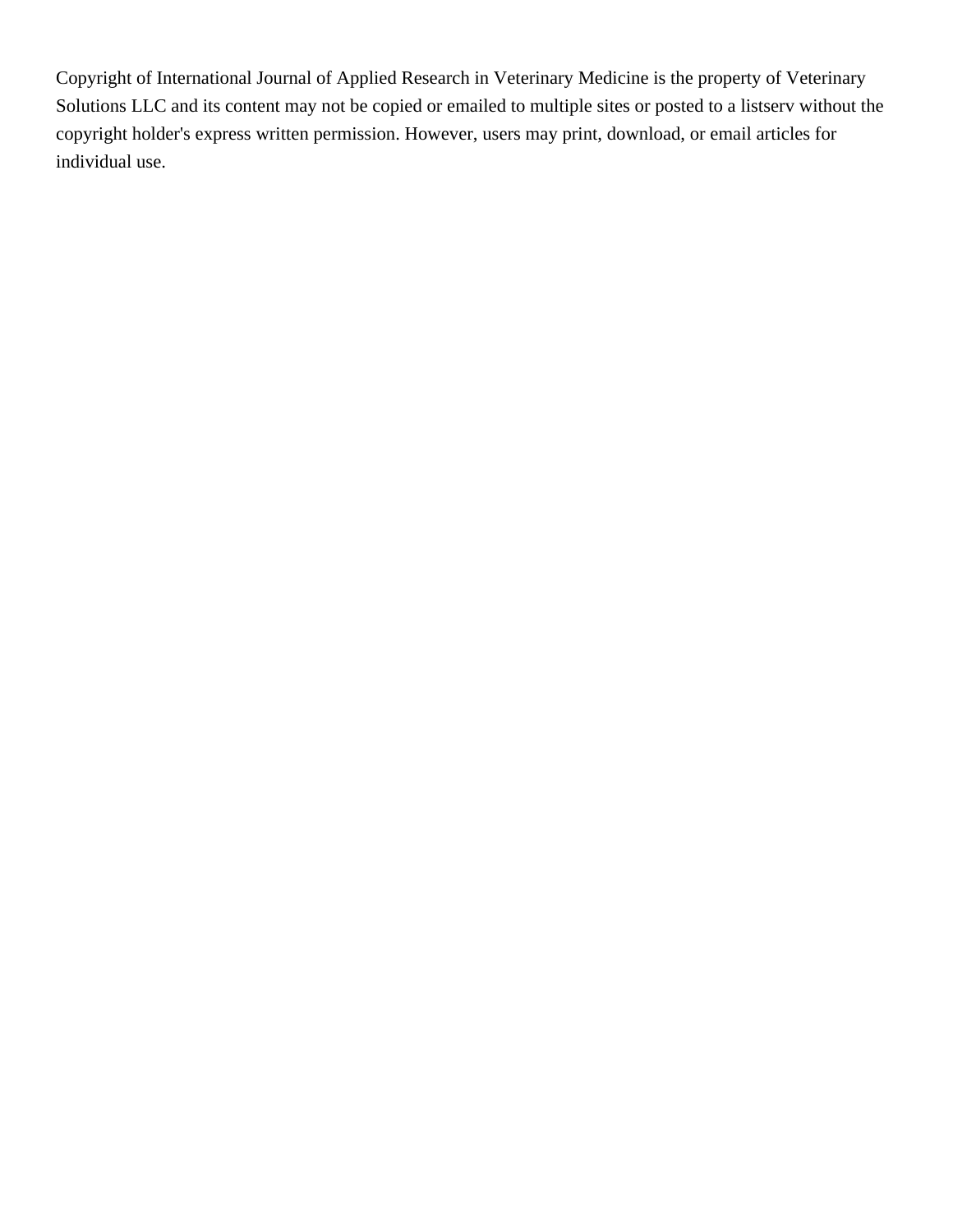Copyright of International Journal of Applied Research in Veterinary Medicine is the property of Veterinary Solutions LLC and its content may not be copied or emailed to multiple sites or posted to a listserv without the copyright holder's express written permission. However, users may print, download, or email articles for individual use.